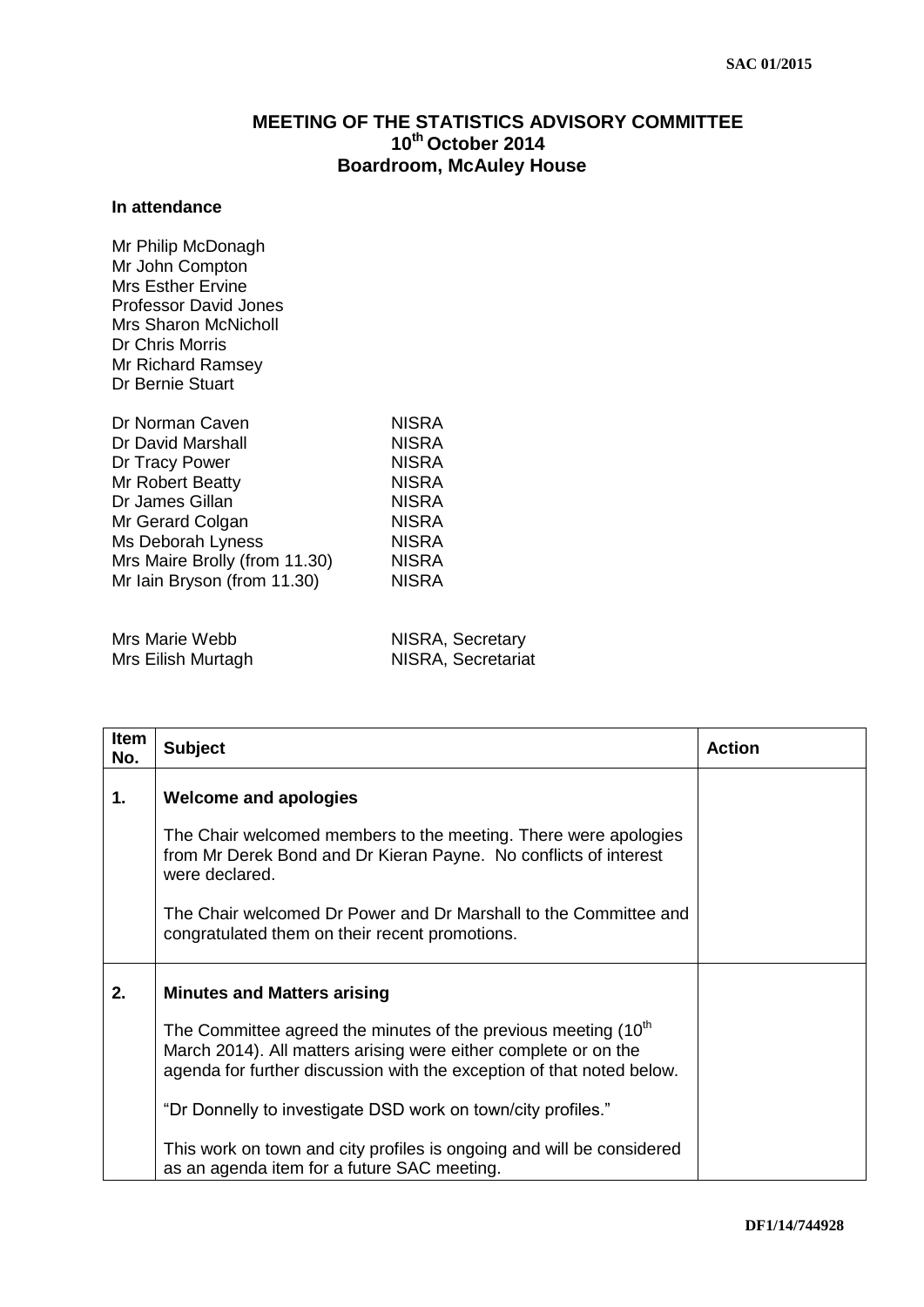SAC 01/2015

# MEETING OF THE STATISTICS ADVISORY COMMITTEE
## 10th October 2014
## Boardroom, McAuley House

**In attendance**

Mr Philip McDonagh
Mr John Compton
Mrs Esther Ervine
Professor David Jones
Mrs Sharon McNicholl
Dr Chris Morris
Mr Richard Ramsey
Dr Bernie Stuart

| | |
|---|---|
| Dr Norman Caven | NISRA |
| Dr David Marshall | NISRA |
| Dr Tracy Power | NISRA |
| Mr Robert Beatty | NISRA |
| Dr James Gillan | NISRA |
| Mr Gerard Colgan | NISRA |
| Ms Deborah Lyness | NISRA |
| Mrs Maire Brolly (from 11.30) | NISRA |
| Mr Iain Bryson (from 11.30) | NISRA |

| | |
|---|---|
| Mrs Marie Webb | NISRA, Secretary |
| Mrs Eilish Murtagh | NISRA, Secretariat |

| Item No. | Subject | Action |
|---|---|---|
| 1. | **Welcome and apologies**<br><br>The Chair welcomed members to the meeting. There were apologies from Mr Derek Bond and Dr Kieran Payne. No conflicts of interest were declared.<br><br>The Chair welcomed Dr Power and Dr Marshall to the Committee and congratulated them on their recent promotions. | |
| 2. | **Minutes and Matters arising**<br><br>The Committee agreed the minutes of the previous meeting (10th March 2014). All matters arising were either complete or on the agenda for further discussion with the exception of that noted below.<br><br>"Dr Donnelly to investigate DSD work on town/city profiles."<br><br>This work on town and city profiles is ongoing and will be considered as an agenda item for a future SAC meeting. | |

DF1/14/744928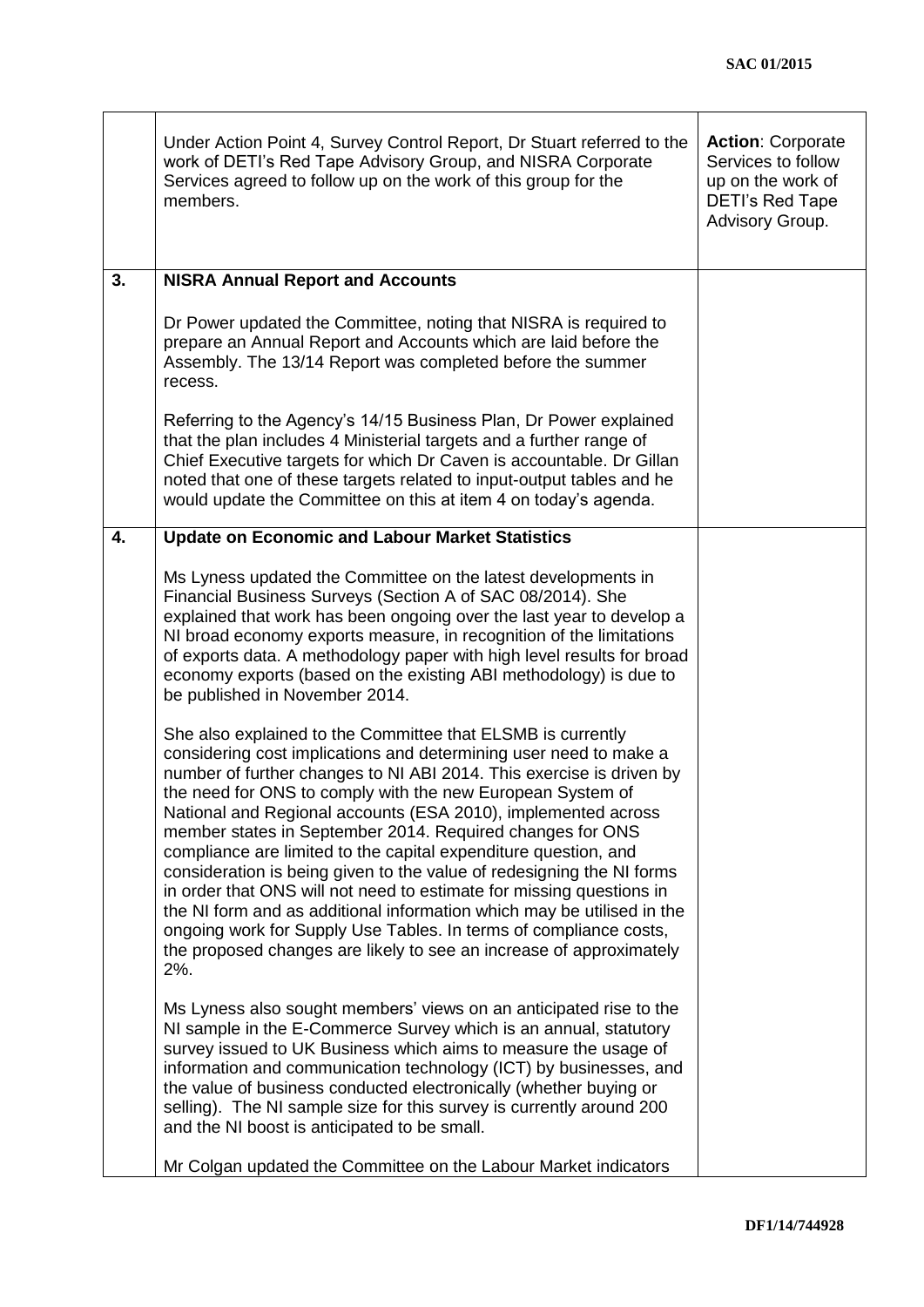| | | |
|---|---|---|
| | Under Action Point 4, Survey Control Report, Dr Stuart referred to the work of DETI's Red Tape Advisory Group, and NISRA Corporate Services agreed to follow up on the work of this group for the members. | **Action**: Corporate Services to follow up on the work of DETI's Red Tape Advisory Group. |
| **3.** | **NISRA Annual Report and Accounts**<br><br>Dr Power updated the Committee, noting that NISRA is required to prepare an Annual Report and Accounts which are laid before the Assembly. The 13/14 Report was completed before the summer recess.<br><br>Referring to the Agency's 14/15 Business Plan, Dr Power explained that the plan includes 4 Ministerial targets and a further range of Chief Executive targets for which Dr Caven is accountable. Dr Gillan noted that one of these targets related to input-output tables and he would update the Committee on this at item 4 on today's agenda. | |
| **4.** | **Update on Economic and Labour Market Statistics**<br><br>Ms Lyness updated the Committee on the latest developments in Financial Business Surveys (Section A of SAC 08/2014). She explained that work has been ongoing over the last year to develop a NI broad economy exports measure, in recognition of the limitations of exports data. A methodology paper with high level results for broad economy exports (based on the existing ABI methodology) is due to be published in November 2014.<br><br>She also explained to the Committee that ELSMB is currently considering cost implications and determining user need to make a number of further changes to NI ABI 2014. This exercise is driven by the need for ONS to comply with the new European System of National and Regional accounts (ESA 2010), implemented across member states in September 2014. Required changes for ONS compliance are limited to the capital expenditure question, and consideration is being given to the value of redesigning the NI forms in order that ONS will not need to estimate for missing questions in the NI form and as additional information which may be utilised in the ongoing work for Supply Use Tables. In terms of compliance costs, the proposed changes are likely to see an increase of approximately 2%.<br><br>Ms Lyness also sought members' views on an anticipated rise to the NI sample in the E-Commerce Survey which is an annual, statutory survey issued to UK Business which aims to measure the usage of information and communication technology (ICT) by businesses, and the value of business conducted electronically (whether buying or selling). The NI sample size for this survey is currently around 200 and the NI boost is anticipated to be small.<br><br>Mr Colgan updated the Committee on the Labour Market indicators | |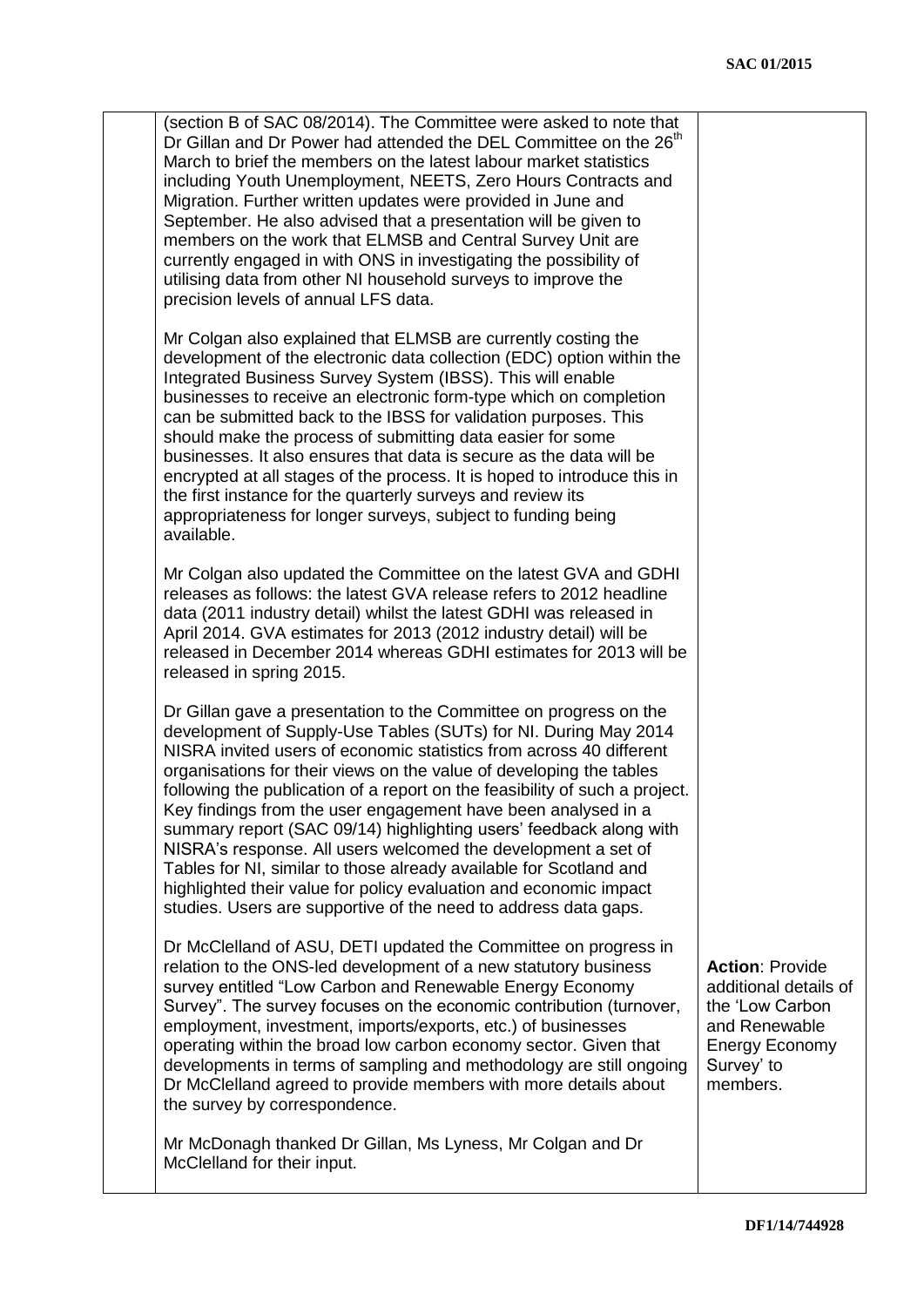| | | |
|---|---|---|
| | (section B of SAC 08/2014). The Committee were asked to note that Dr Gillan and Dr Power had attended the DEL Committee on the 26th March to brief the members on the latest labour market statistics including Youth Unemployment, NEETS, Zero Hours Contracts and Migration. Further written updates were provided in June and September. He also advised that a presentation will be given to members on the work that ELMSB and Central Survey Unit are currently engaged in with ONS in investigating the possibility of utilising data from other NI household surveys to improve the precision levels of annual LFS data.<br><br>Mr Colgan also explained that ELMSB are currently costing the development of the electronic data collection (EDC) option within the Integrated Business Survey System (IBSS). This will enable businesses to receive an electronic form-type which on completion can be submitted back to the IBSS for validation purposes. This should make the process of submitting data easier for some businesses. It also ensures that data is secure as the data will be encrypted at all stages of the process. It is hoped to introduce this in the first instance for the quarterly surveys and review its appropriateness for longer surveys, subject to funding being available.<br><br>Mr Colgan also updated the Committee on the latest GVA and GDHI releases as follows: the latest GVA release refers to 2012 headline data (2011 industry detail) whilst the latest GDHI was released in April 2014. GVA estimates for 2013 (2012 industry detail) will be released in December 2014 whereas GDHI estimates for 2013 will be released in spring 2015.<br><br>Dr Gillan gave a presentation to the Committee on progress on the development of Supply-Use Tables (SUTs) for NI. During May 2014 NISRA invited users of economic statistics from across 40 different organisations for their views on the value of developing the tables following the publication of a report on the feasibility of such a project. Key findings from the user engagement have been analysed in a summary report (SAC 09/14) highlighting users' feedback along with NISRA's response. All users welcomed the development a set of Tables for NI, similar to those already available for Scotland and highlighted their value for policy evaluation and economic impact studies. Users are supportive of the need to address data gaps.<br><br>Dr McClelland of ASU, DETI updated the Committee on progress in relation to the ONS-led development of a new statutory business survey entitled "Low Carbon and Renewable Energy Economy Survey". The survey focuses on the economic contribution (turnover, employment, investment, imports/exports, etc.) of businesses operating within the broad low carbon economy sector. Given that developments in terms of sampling and methodology are still ongoing Dr McClelland agreed to provide members with more details about the survey by correspondence.<br><br>Mr McDonagh thanked Dr Gillan, Ms Lyness, Mr Colgan and Dr McClelland for their input. | **Action**: Provide additional details of the 'Low Carbon and Renewable Energy Economy Survey' to members. |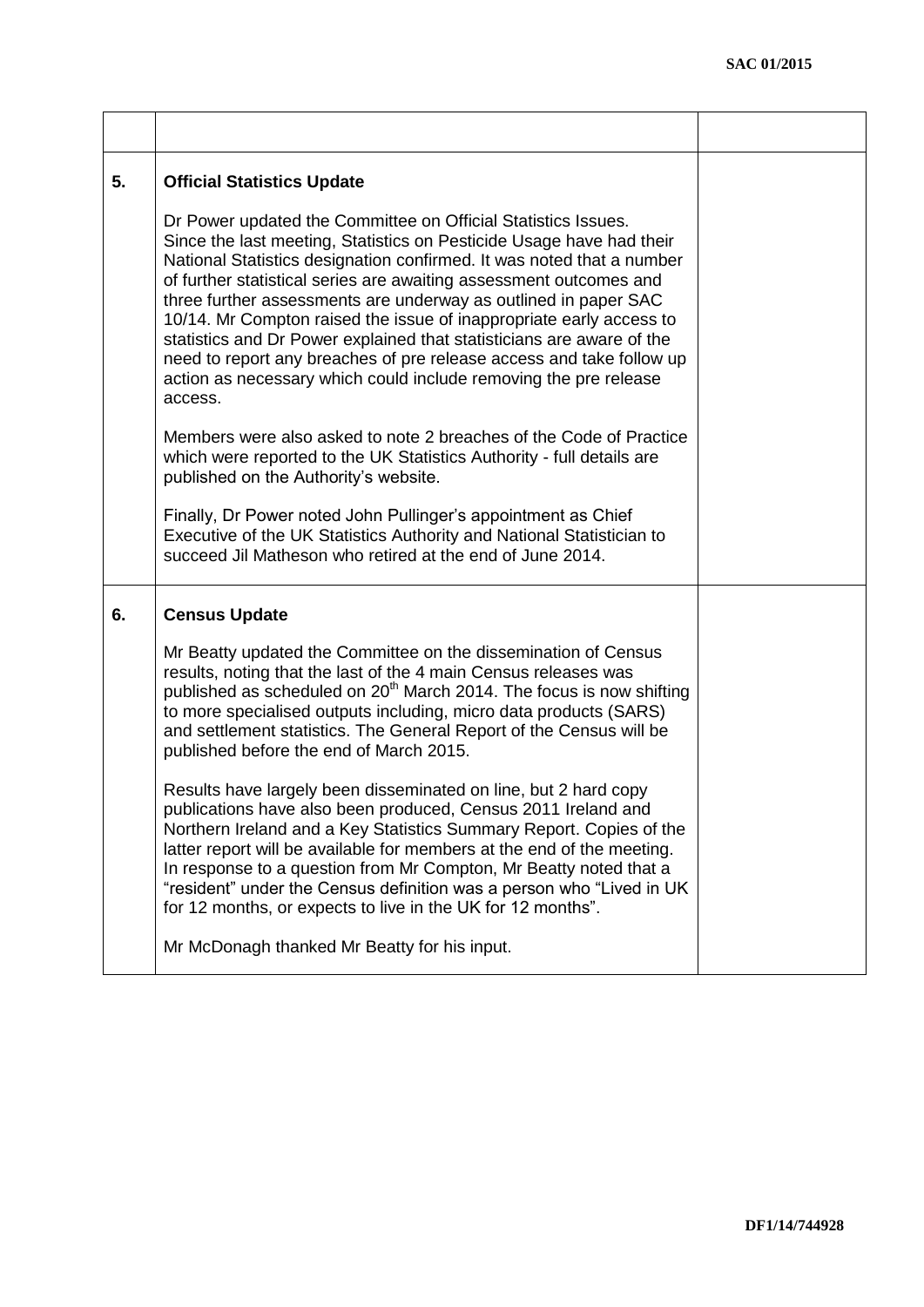|  |  |  |
|---|---|---|
| 5. | **Official Statistics Update**<br><br>Dr Power updated the Committee on Official Statistics Issues. Since the last meeting, Statistics on Pesticide Usage have had their National Statistics designation confirmed. It was noted that a number of further statistical series are awaiting assessment outcomes and three further assessments are underway as outlined in paper SAC 10/14. Mr Compton raised the issue of inappropriate early access to statistics and Dr Power explained that statisticians are aware of the need to report any breaches of pre release access and take follow up action as necessary which could include removing the pre release access.<br><br>Members were also asked to note 2 breaches of the Code of Practice which were reported to the UK Statistics Authority - full details are published on the Authority's website.<br><br>Finally, Dr Power noted John Pullinger's appointment as Chief Executive of the UK Statistics Authority and National Statistician to succeed Jil Matheson who retired at the end of June 2014. |  |
| 6. | **Census Update**<br><br>Mr Beatty updated the Committee on the dissemination of Census results, noting that the last of the 4 main Census releases was published as scheduled on 20th March 2014. The focus is now shifting to more specialised outputs including, micro data products (SARS) and settlement statistics. The General Report of the Census will be published before the end of March 2015.<br><br>Results have largely been disseminated on line, but 2 hard copy publications have also been produced, Census 2011 Ireland and Northern Ireland and a Key Statistics Summary Report. Copies of the latter report will be available for members at the end of the meeting. In response to a question from Mr Compton, Mr Beatty noted that a "resident" under the Census definition was a person who "Lived in UK for 12 months, or expects to live in the UK for 12 months".<br><br>Mr McDonagh thanked Mr Beatty for his input. |  |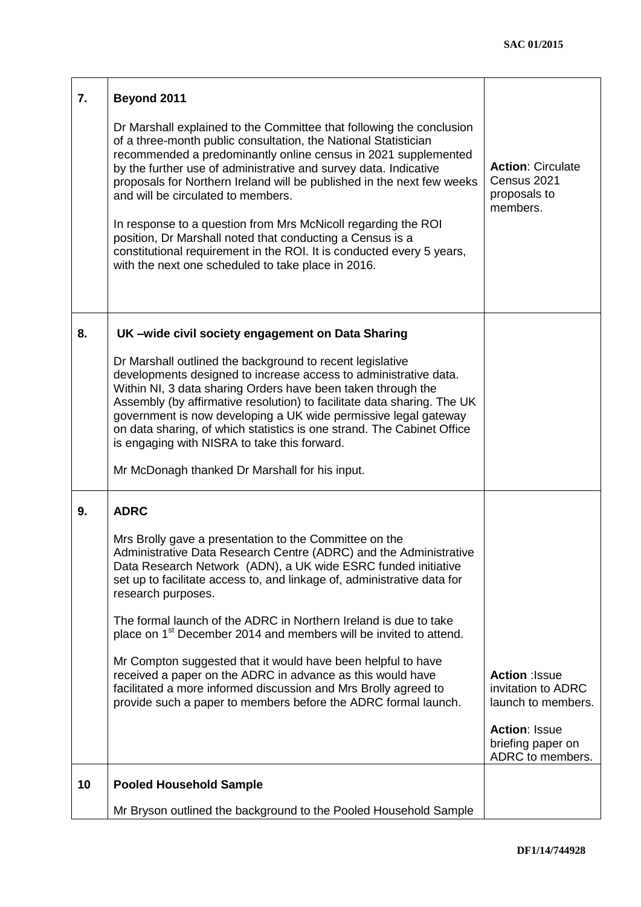| | | |
|---|---|---|
| **7.** | **Beyond 2011**<br><br>Dr Marshall explained to the Committee that following the conclusion of a three-month public consultation, the National Statistician recommended a predominantly online census in 2021 supplemented by the further use of administrative and survey data. Indicative proposals for Northern Ireland will be published in the next few weeks and will be circulated to members.<br><br>In response to a question from Mrs McNicoll regarding the ROI position, Dr Marshall noted that conducting a Census is a constitutional requirement in the ROI. It is conducted every 5 years, with the next one scheduled to take place in 2016. | **Action**: Circulate Census 2021 proposals to members. |
| **8.** | **UK –wide civil society engagement on Data Sharing**<br><br>Dr Marshall outlined the background to recent legislative developments designed to increase access to administrative data. Within NI, 3 data sharing Orders have been taken through the Assembly (by affirmative resolution) to facilitate data sharing. The UK government is now developing a UK wide permissive legal gateway on data sharing, of which statistics is one strand. The Cabinet Office is engaging with NISRA to take this forward.<br><br>Mr McDonagh thanked Dr Marshall for his input. | |
| **9.** | **ADRC**<br><br>Mrs Brolly gave a presentation to the Committee on the Administrative Data Research Centre (ADRC) and the Administrative Data Research Network (ADN), a UK wide ESRC funded initiative set up to facilitate access to, and linkage of, administrative data for research purposes.<br><br>The formal launch of the ADRC in Northern Ireland is due to take place on 1st December 2014 and members will be invited to attend.<br><br>Mr Compton suggested that it would have been helpful to have received a paper on the ADRC in advance as this would have facilitated a more informed discussion and Mrs Brolly agreed to provide such a paper to members before the ADRC formal launch. | **Action** :Issue invitation to ADRC launch to members.<br><br>**Action**: Issue briefing paper on ADRC to members. |
| **10** | **Pooled Household Sample**<br><br>Mr Bryson outlined the background to the Pooled Household Sample | |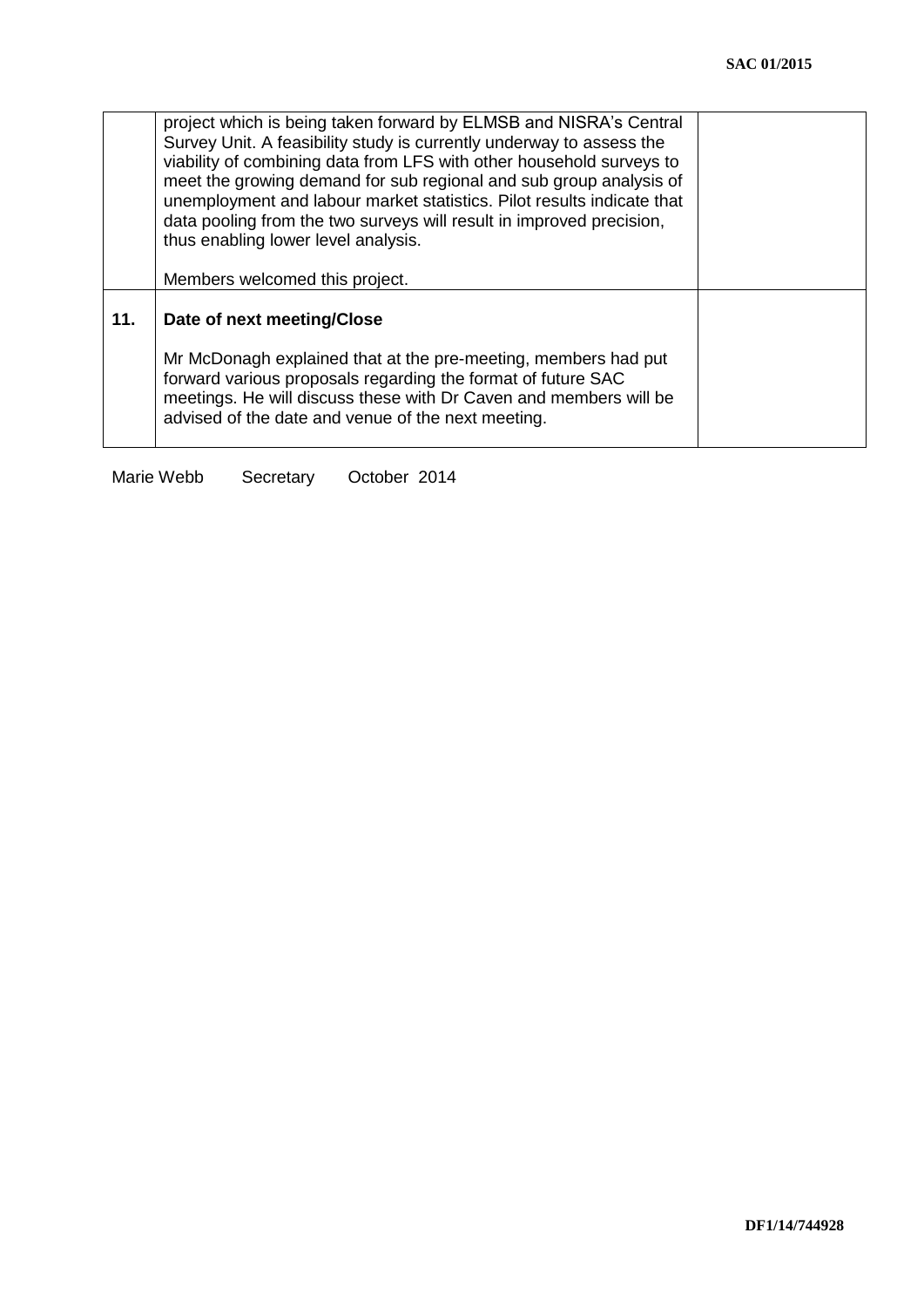| | | |
|---|---|---|
| | project which is being taken forward by ELMSB and NISRA's Central Survey Unit. A feasibility study is currently underway to assess the viability of combining data from LFS with other household surveys to meet the growing demand for sub regional and sub group analysis of unemployment and labour market statistics. Pilot results indicate that data pooling from the two surveys will result in improved precision, thus enabling lower level analysis.<br><br>Members welcomed this project. | |
| **11.** | **Date of next meeting/Close**<br><br>Mr McDonagh explained that at the pre-meeting, members had put forward various proposals regarding the format of future SAC meetings. He will discuss these with Dr Caven and members will be advised of the date and venue of the next meeting. | |

Marie Webb Secretary October 2014